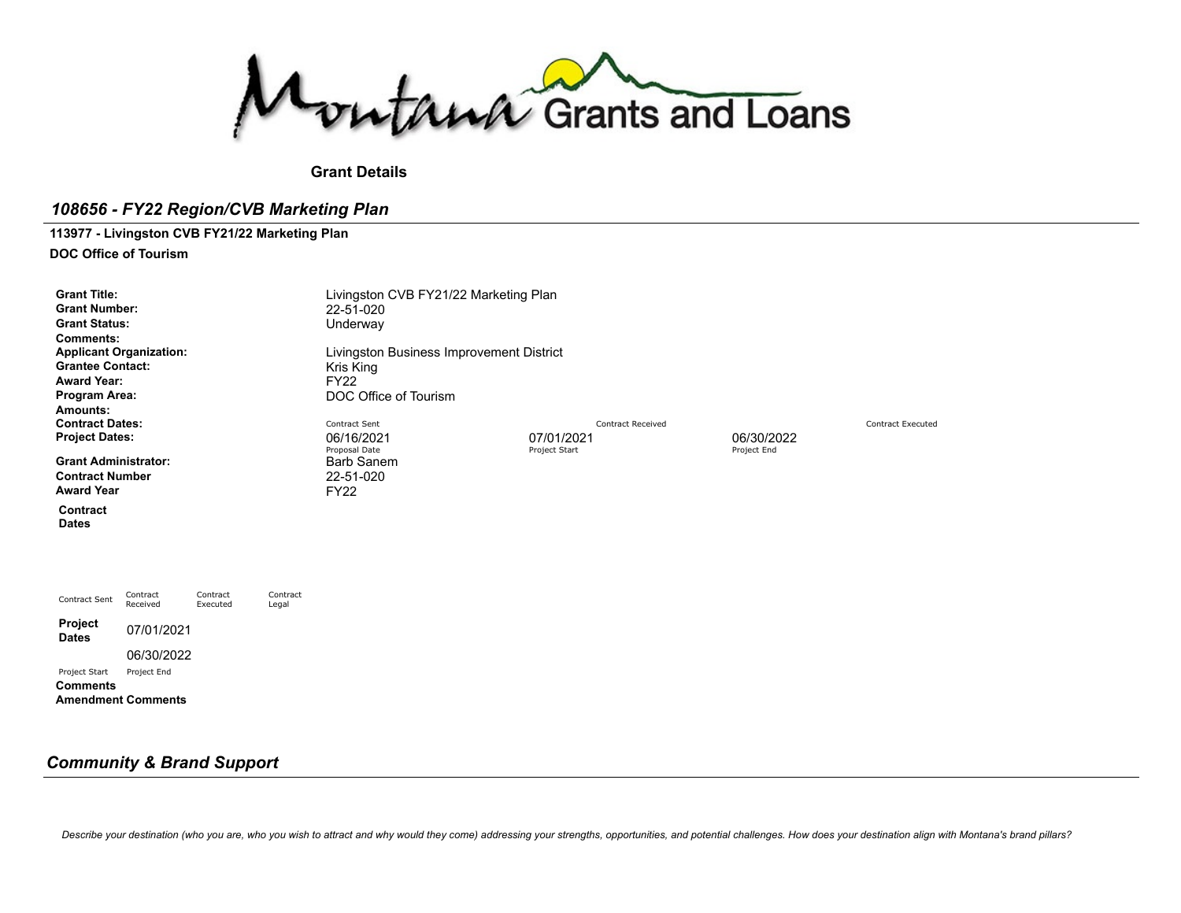Montana Grants and Loans

**Grant Details**

## *108656 - FY22 Region/CVB Marketing Plan*

**113977 - Livingston CVB FY21/22 Marketing Plan**

**DOC Office of Tourism**

| | | | | |
|---|---|---|---|---|
| **Grant Title:** | Livingston CVB FY21/22 Marketing Plan | | | |
| **Grant Number:** | 22-51-020 | | | |
| **Grant Status:** | Underway | | | |
| **Comments:** | | | | |
| **Applicant Organization:** | Livingston Business Improvement District | | | |
| **Grantee Contact:** | Kris King | | | |
| **Award Year:** | FY22 | | | |
| **Program Area:** | DOC Office of Tourism | | | |
| **Amounts:** | | | | |
| **Contract Dates:** | Contract Sent | Contract Received | | Contract Executed |
| **Project Dates:** | 06/16/2021<br>Proposal Date | 07/01/2021<br>Project Start | 06/30/2022<br>Project End | |
| **Grant Administrator:** | Barb Sanem | | | |
| **Contract Number** | 22-51-020 | | | |
| **Award Year** | FY22 | | | |

**Contract Dates**

| Contract Sent | Contract Received | Contract Executed | Contract Legal |
|---|---|---|---|
| | | | |

**Project Dates**

| Project Start | Project End |
|---|---|
| 07/01/2021 | 06/30/2022 |

**Comments**

**Amendment Comments**

## *Community & Brand Support*

*Describe your destination (who you are, who you wish to attract and why would they come) addressing your strengths, opportunities, and potential challenges. How does your destination align with Montana's brand pillars?*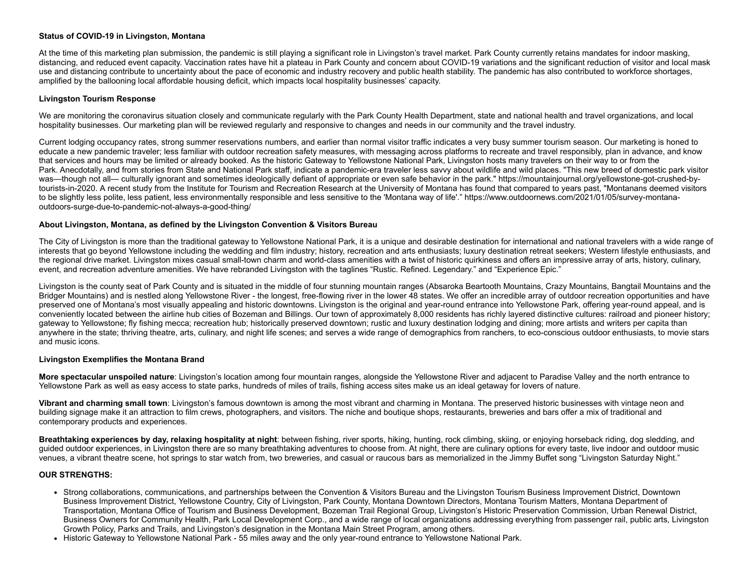**Status of COVID-19 in Livingston, Montana**

At the time of this marketing plan submission, the pandemic is still playing a significant role in Livingston's travel market. Park County currently retains mandates for indoor masking, distancing, and reduced event capacity. Vaccination rates have hit a plateau in Park County and concern about COVID-19 variations and the significant reduction of visitor and local mask use and distancing contribute to uncertainty about the pace of economic and industry recovery and public health stability. The pandemic has also contributed to workforce shortages, amplified by the ballooning local affordable housing deficit, which impacts local hospitality businesses' capacity.

**Livingston Tourism Response**

We are monitoring the coronavirus situation closely and communicate regularly with the Park County Health Department, state and national health and travel organizations, and local hospitality businesses. Our marketing plan will be reviewed regularly and responsive to changes and needs in our community and the travel industry.

Current lodging occupancy rates, strong summer reservations numbers, and earlier than normal visitor traffic indicates a very busy summer tourism season. Our marketing is honed to educate a new pandemic traveler; less familiar with outdoor recreation safety measures, with messaging across platforms to recreate and travel responsibly, plan in advance, and know that services and hours may be limited or already booked. As the historic Gateway to Yellowstone National Park, Livingston hosts many travelers on their way to or from the Park. Anecdotally, and from stories from State and National Park staff, indicate a pandemic-era traveler less savvy about wildlife and wild places. "This new breed of domestic park visitor was—though not all— culturally ignorant and sometimes ideologically defiant of appropriate or even safe behavior in the park." https://mountainjournal.org/yellowstone-got-crushed-by-tourists-in-2020. A recent study from the Institute for Tourism and Recreation Research at the University of Montana has found that compared to years past, "Montanans deemed visitors to be slightly less polite, less patient, less environmentally responsible and less sensitive to the 'Montana way of life'." https://www.outdoornews.com/2021/01/05/survey-montana-outdoors-surge-due-to-pandemic-not-always-a-good-thing/

**About Livingston, Montana, as defined by the Livingston Convention & Visitors Bureau**

The City of Livingston is more than the traditional gateway to Yellowstone National Park, it is a unique and desirable destination for international and national travelers with a wide range of interests that go beyond Yellowstone including the wedding and film industry; history, recreation and arts enthusiasts; luxury destination retreat seekers; Western lifestyle enthusiasts, and the regional drive market. Livingston mixes casual small-town charm and world-class amenities with a twist of historic quirkiness and offers an impressive array of arts, history, culinary, event, and recreation adventure amenities. We have rebranded Livingston with the taglines "Rustic. Refined. Legendary." and "Experience Epic."

Livingston is the county seat of Park County and is situated in the middle of four stunning mountain ranges (Absaroka Beartooth Mountains, Crazy Mountains, Bangtail Mountains and the Bridger Mountains) and is nestled along Yellowstone River - the longest, free-flowing river in the lower 48 states. We offer an incredible array of outdoor recreation opportunities and have preserved one of Montana's most visually appealing and historic downtowns. Livingston is the original and year-round entrance into Yellowstone Park, offering year-round appeal, and is conveniently located between the airline hub cities of Bozeman and Billings. Our town of approximately 8,000 residents has richly layered distinctive cultures: railroad and pioneer history; gateway to Yellowstone; fly fishing mecca; recreation hub; historically preserved downtown; rustic and luxury destination lodging and dining; more artists and writers per capita than anywhere in the state; thriving theatre, arts, culinary, and night life scenes; and serves a wide range of demographics from ranchers, to eco-conscious outdoor enthusiasts, to movie stars and music icons.

**Livingston Exemplifies the Montana Brand**

**More spectacular unspoiled nature**: Livingston's location among four mountain ranges, alongside the Yellowstone River and adjacent to Paradise Valley and the north entrance to Yellowstone Park as well as easy access to state parks, hundreds of miles of trails, fishing access sites make us an ideal getaway for lovers of nature.

**Vibrant and charming small town**: Livingston's famous downtown is among the most vibrant and charming in Montana. The preserved historic businesses with vintage neon and building signage make it an attraction to film crews, photographers, and visitors. The niche and boutique shops, restaurants, breweries and bars offer a mix of traditional and contemporary products and experiences.

**Breathtaking experiences by day, relaxing hospitality at night**: between fishing, river sports, hiking, hunting, rock climbing, skiing, or enjoying horseback riding, dog sledding, and guided outdoor experiences, in Livingston there are so many breathtaking adventures to choose from. At night, there are culinary options for every taste, live indoor and outdoor music venues, a vibrant theatre scene, hot springs to star watch from, two breweries, and casual or raucous bars as memorialized in the Jimmy Buffet song "Livingston Saturday Night."

**OUR STRENGTHS:**

- Strong collaborations, communications, and partnerships between the Convention & Visitors Bureau and the Livingston Tourism Business Improvement District, Downtown Business Improvement District, Yellowstone Country, City of Livingston, Park County, Montana Downtown Directors, Montana Tourism Matters, Montana Department of Transportation, Montana Office of Tourism and Business Development, Bozeman Trail Regional Group, Livingston's Historic Preservation Commission, Urban Renewal District, Business Owners for Community Health, Park Local Development Corp., and a wide range of local organizations addressing everything from passenger rail, public arts, Livingston Growth Policy, Parks and Trails, and Livingston's designation in the Montana Main Street Program, among others.
- Historic Gateway to Yellowstone National Park - 55 miles away and the only year-round entrance to Yellowstone National Park.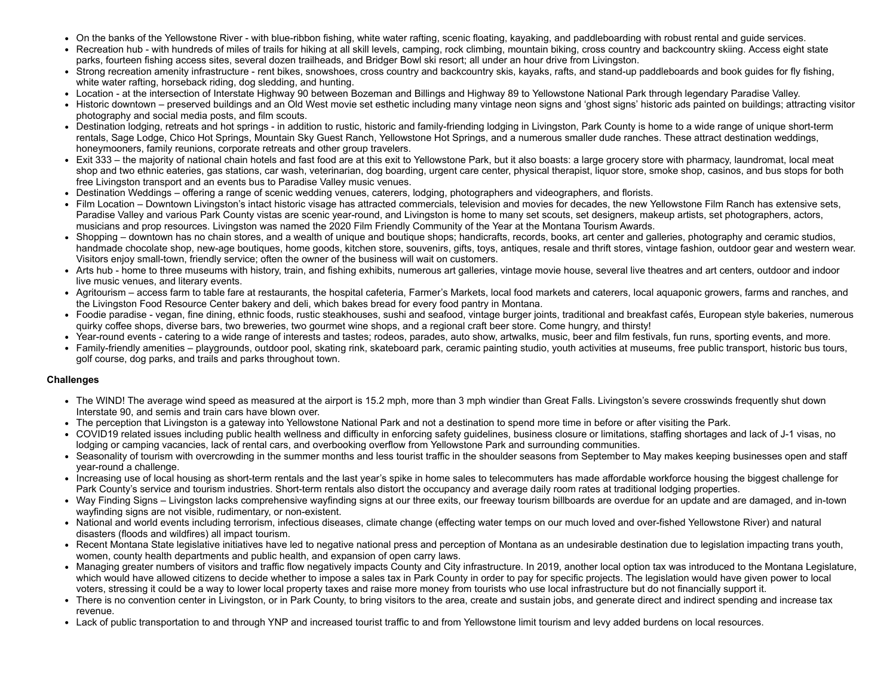- On the banks of the Yellowstone River - with blue-ribbon fishing, white water rafting, scenic floating, kayaking, and paddleboarding with robust rental and guide services.
- Recreation hub - with hundreds of miles of trails for hiking at all skill levels, camping, rock climbing, mountain biking, cross country and backcountry skiing. Access eight state parks, fourteen fishing access sites, several dozen trailheads, and Bridger Bowl ski resort; all under an hour drive from Livingston.
- Strong recreation amenity infrastructure - rent bikes, snowshoes, cross country and backcountry skis, kayaks, rafts, and stand-up paddleboards and book guides for fly fishing, white water rafting, horseback riding, dog sledding, and hunting.
- Location - at the intersection of Interstate Highway 90 between Bozeman and Billings and Highway 89 to Yellowstone National Park through legendary Paradise Valley.
- Historic downtown – preserved buildings and an Old West movie set esthetic including many vintage neon signs and 'ghost signs' historic ads painted on buildings; attracting visitor photography and social media posts, and film scouts.
- Destination lodging, retreats and hot springs - in addition to rustic, historic and family-friending lodging in Livingston, Park County is home to a wide range of unique short-term rentals, Sage Lodge, Chico Hot Springs, Mountain Sky Guest Ranch, Yellowstone Hot Springs, and a numerous smaller dude ranches. These attract destination weddings, honeymooners, family reunions, corporate retreats and other group travelers.
- Exit 333 – the majority of national chain hotels and fast food are at this exit to Yellowstone Park, but it also boasts: a large grocery store with pharmacy, laundromat, local meat shop and two ethnic eateries, gas stations, car wash, veterinarian, dog boarding, urgent care center, physical therapist, liquor store, smoke shop, casinos, and bus stops for both free Livingston transport and an events bus to Paradise Valley music venues.
- Destination Weddings – offering a range of scenic wedding venues, caterers, lodging, photographers and videographers, and florists.
- Film Location – Downtown Livingston's intact historic visage has attracted commercials, television and movies for decades, the new Yellowstone Film Ranch has extensive sets, Paradise Valley and various Park County vistas are scenic year-round, and Livingston is home to many set scouts, set designers, makeup artists, set photographers, actors, musicians and prop resources. Livingston was named the 2020 Film Friendly Community of the Year at the Montana Tourism Awards.
- Shopping – downtown has no chain stores, and a wealth of unique and boutique shops; handicrafts, records, books, art center and galleries, photography and ceramic studios, handmade chocolate shop, new-age boutiques, home goods, kitchen store, souvenirs, gifts, toys, antiques, resale and thrift stores, vintage fashion, outdoor gear and western wear. Visitors enjoy small-town, friendly service; often the owner of the business will wait on customers.
- Arts hub - home to three museums with history, train, and fishing exhibits, numerous art galleries, vintage movie house, several live theatres and art centers, outdoor and indoor live music venues, and literary events.
- Agritourism – access farm to table fare at restaurants, the hospital cafeteria, Farmer's Markets, local food markets and caterers, local aquaponic growers, farms and ranches, and the Livingston Food Resource Center bakery and deli, which bakes bread for every food pantry in Montana.
- Foodie paradise - vegan, fine dining, ethnic foods, rustic steakhouses, sushi and seafood, vintage burger joints, traditional and breakfast cafés, European style bakeries, numerous quirky coffee shops, diverse bars, two breweries, two gourmet wine shops, and a regional craft beer store. Come hungry, and thirsty!
- Year-round events - catering to a wide range of interests and tastes; rodeos, parades, auto show, artwalks, music, beer and film festivals, fun runs, sporting events, and more.
- Family-friendly amenities – playgrounds, outdoor pool, skating rink, skateboard park, ceramic painting studio, youth activities at museums, free public transport, historic bus tours, golf course, dog parks, and trails and parks throughout town.

**Challenges**

- The WIND! The average wind speed as measured at the airport is 15.2 mph, more than 3 mph windier than Great Falls. Livingston's severe crosswinds frequently shut down Interstate 90, and semis and train cars have blown over.
- The perception that Livingston is a gateway into Yellowstone National Park and not a destination to spend more time in before or after visiting the Park.
- COVID19 related issues including public health wellness and difficulty in enforcing safety guidelines, business closure or limitations, staffing shortages and lack of J-1 visas, no lodging or camping vacancies, lack of rental cars, and overbooking overflow from Yellowstone Park and surrounding communities.
- Seasonality of tourism with overcrowding in the summer months and less tourist traffic in the shoulder seasons from September to May makes keeping businesses open and staff year-round a challenge.
- Increasing use of local housing as short-term rentals and the last year's spike in home sales to telecommuters has made affordable workforce housing the biggest challenge for Park County's service and tourism industries. Short-term rentals also distort the occupancy and average daily room rates at traditional lodging properties.
- Way Finding Signs – Livingston lacks comprehensive wayfinding signs at our three exits, our freeway tourism billboards are overdue for an update and are damaged, and in-town wayfinding signs are not visible, rudimentary, or non-existent.
- National and world events including terrorism, infectious diseases, climate change (effecting water temps on our much loved and over-fished Yellowstone River) and natural disasters (floods and wildfires) all impact tourism.
- Recent Montana State legislative initiatives have led to negative national press and perception of Montana as an undesirable destination due to legislation impacting trans youth, women, county health departments and public health, and expansion of open carry laws.
- Managing greater numbers of visitors and traffic flow negatively impacts County and City infrastructure. In 2019, another local option tax was introduced to the Montana Legislature, which would have allowed citizens to decide whether to impose a sales tax in Park County in order to pay for specific projects. The legislation would have given power to local voters, stressing it could be a way to lower local property taxes and raise more money from tourists who use local infrastructure but do not financially support it.
- There is no convention center in Livingston, or in Park County, to bring visitors to the area, create and sustain jobs, and generate direct and indirect spending and increase tax revenue.
- Lack of public transportation to and through YNP and increased tourist traffic to and from Yellowstone limit tourism and levy added burdens on local resources.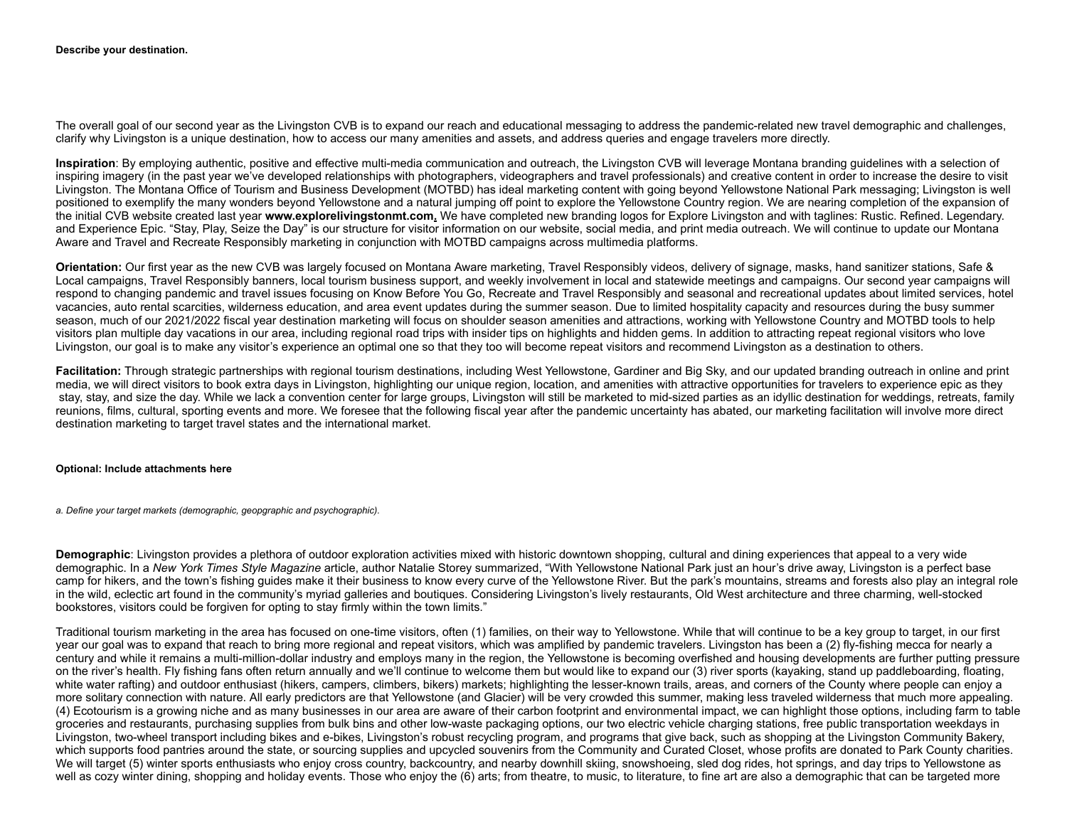**Describe your destination.**

The overall goal of our second year as the Livingston CVB is to expand our reach and educational messaging to address the pandemic-related new travel demographic and challenges, clarify why Livingston is a unique destination, how to access our many amenities and assets, and address queries and engage travelers more directly.

**Inspiration**: By employing authentic, positive and effective multi-media communication and outreach, the Livingston CVB will leverage Montana branding guidelines with a selection of inspiring imagery (in the past year we've developed relationships with photographers, videographers and travel professionals) and creative content in order to increase the desire to visit Livingston. The Montana Office of Tourism and Business Development (MOTBD) has ideal marketing content with going beyond Yellowstone National Park messaging; Livingston is well positioned to exemplify the many wonders beyond Yellowstone and a natural jumping off point to explore the Yellowstone Country region. We are nearing completion of the expansion of the initial CVB website created last year **www.explorelivingstonmt.com.** We have completed new branding logos for Explore Livingston and with taglines: Rustic. Refined. Legendary. and Experience Epic. "Stay, Play, Seize the Day" is our structure for visitor information on our website, social media, and print media outreach. We will continue to update our Montana Aware and Travel and Recreate Responsibly marketing in conjunction with MOTBD campaigns across multimedia platforms.

**Orientation:** Our first year as the new CVB was largely focused on Montana Aware marketing, Travel Responsibly videos, delivery of signage, masks, hand sanitizer stations, Safe & Local campaigns, Travel Responsibly banners, local tourism business support, and weekly involvement in local and statewide meetings and campaigns. Our second year campaigns will respond to changing pandemic and travel issues focusing on Know Before You Go, Recreate and Travel Responsibly and seasonal and recreational updates about limited services, hotel vacancies, auto rental scarcities, wilderness education, and area event updates during the summer season. Due to limited hospitality capacity and resources during the busy summer season, much of our 2021/2022 fiscal year destination marketing will focus on shoulder season amenities and attractions, working with Yellowstone Country and MOTBD tools to help visitors plan multiple day vacations in our area, including regional road trips with insider tips on highlights and hidden gems. In addition to attracting repeat regional visitors who love Livingston, our goal is to make any visitor's experience an optimal one so that they too will become repeat visitors and recommend Livingston as a destination to others.

**Facilitation:** Through strategic partnerships with regional tourism destinations, including West Yellowstone, Gardiner and Big Sky, and our updated branding outreach in online and print media, we will direct visitors to book extra days in Livingston, highlighting our unique region, location, and amenities with attractive opportunities for travelers to experience epic as they stay, stay, and size the day. While we lack a convention center for large groups, Livingston will still be marketed to mid-sized parties as an idyllic destination for weddings, retreats, family reunions, films, cultural, sporting events and more. We foresee that the following fiscal year after the pandemic uncertainty has abated, our marketing facilitation will involve more direct destination marketing to target travel states and the international market.

**Optional: Include attachments here**

*a. Define your target markets (demographic, geopgraphic and psychographic).*

**Demographic**: Livingston provides a plethora of outdoor exploration activities mixed with historic downtown shopping, cultural and dining experiences that appeal to a very wide demographic. In a *New York Times Style Magazine* article, author Natalie Storey summarized, "With Yellowstone National Park just an hour's drive away, Livingston is a perfect base camp for hikers, and the town's fishing guides make it their business to know every curve of the Yellowstone River. But the park's mountains, streams and forests also play an integral role in the wild, eclectic art found in the community's myriad galleries and boutiques. Considering Livingston's lively restaurants, Old West architecture and three charming, well-stocked bookstores, visitors could be forgiven for opting to stay firmly within the town limits."

Traditional tourism marketing in the area has focused on one-time visitors, often (1) families, on their way to Yellowstone. While that will continue to be a key group to target, in our first year our goal was to expand that reach to bring more regional and repeat visitors, which was amplified by pandemic travelers. Livingston has been a (2) fly-fishing mecca for nearly a century and while it remains a multi-million-dollar industry and employs many in the region, the Yellowstone is becoming overfished and housing developments are further putting pressure on the river's health. Fly fishing fans often return annually and we'll continue to welcome them but would like to expand our (3) river sports (kayaking, stand up paddleboarding, floating, white water rafting) and outdoor enthusiast (hikers, campers, climbers, bikers) markets; highlighting the lesser-known trails, areas, and corners of the County where people can enjoy a more solitary connection with nature. All early predictors are that Yellowstone (and Glacier) will be very crowded this summer, making less traveled wilderness that much more appealing. (4) Ecotourism is a growing niche and as many businesses in our area are aware of their carbon footprint and environmental impact, we can highlight those options, including farm to table groceries and restaurants, purchasing supplies from bulk bins and other low-waste packaging options, our two electric vehicle charging stations, free public transportation weekdays in Livingston, two-wheel transport including bikes and e-bikes, Livingston's robust recycling program, and programs that give back, such as shopping at the Livingston Community Bakery, which supports food pantries around the state, or sourcing supplies and upcycled souvenirs from the Community and Curated Closet, whose profits are donated to Park County charities. We will target (5) winter sports enthusiasts who enjoy cross country, backcountry, and nearby downhill skiing, snowshoeing, sled dog rides, hot springs, and day trips to Yellowstone as well as cozy winter dining, shopping and holiday events. Those who enjoy the (6) arts; from theatre, to music, to literature, to fine art are also a demographic that can be targeted more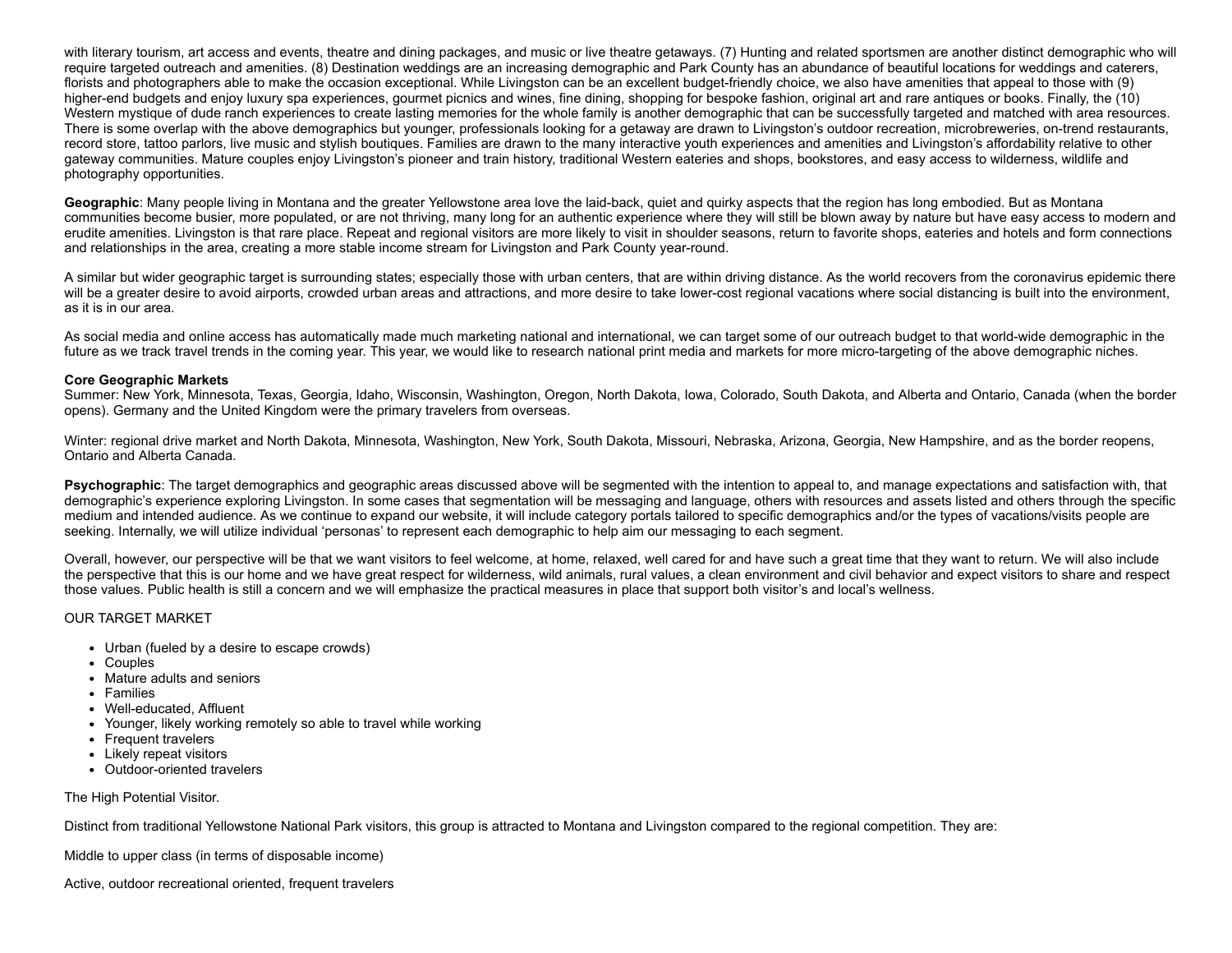with literary tourism, art access and events, theatre and dining packages, and music or live theatre getaways. (7) Hunting and related sportsmen are another distinct demographic who will require targeted outreach and amenities. (8) Destination weddings are an increasing demographic and Park County has an abundance of beautiful locations for weddings and caterers, florists and photographers able to make the occasion exceptional. While Livingston can be an excellent budget-friendly choice, we also have amenities that appeal to those with (9) higher-end budgets and enjoy luxury spa experiences, gourmet picnics and wines, fine dining, shopping for bespoke fashion, original art and rare antiques or books. Finally, the (10) Western mystique of dude ranch experiences to create lasting memories for the whole family is another demographic that can be successfully targeted and matched with area resources. There is some overlap with the above demographics but younger, professionals looking for a getaway are drawn to Livingston's outdoor recreation, microbreweries, on-trend restaurants, record store, tattoo parlors, live music and stylish boutiques. Families are drawn to the many interactive youth experiences and amenities and Livingston's affordability relative to other gateway communities. Mature couples enjoy Livingston's pioneer and train history, traditional Western eateries and shops, bookstores, and easy access to wilderness, wildlife and photography opportunities.

**Geographic**: Many people living in Montana and the greater Yellowstone area love the laid-back, quiet and quirky aspects that the region has long embodied. But as Montana communities become busier, more populated, or are not thriving, many long for an authentic experience where they will still be blown away by nature but have easy access to modern and erudite amenities. Livingston is that rare place. Repeat and regional visitors are more likely to visit in shoulder seasons, return to favorite shops, eateries and hotels and form connections and relationships in the area, creating a more stable income stream for Livingston and Park County year-round.

A similar but wider geographic target is surrounding states; especially those with urban centers, that are within driving distance. As the world recovers from the coronavirus epidemic there will be a greater desire to avoid airports, crowded urban areas and attractions, and more desire to take lower-cost regional vacations where social distancing is built into the environment, as it is in our area.

As social media and online access has automatically made much marketing national and international, we can target some of our outreach budget to that world-wide demographic in the future as we track travel trends in the coming year. This year, we would like to research national print media and markets for more micro-targeting of the above demographic niches.

**Core Geographic Markets**
Summer: New York, Minnesota, Texas, Georgia, Idaho, Wisconsin, Washington, Oregon, North Dakota, Iowa, Colorado, South Dakota, and Alberta and Ontario, Canada (when the border opens). Germany and the United Kingdom were the primary travelers from overseas.

Winter: regional drive market and North Dakota, Minnesota, Washington, New York, South Dakota, Missouri, Nebraska, Arizona, Georgia, New Hampshire, and as the border reopens, Ontario and Alberta Canada.

**Psychographic**: The target demographics and geographic areas discussed above will be segmented with the intention to appeal to, and manage expectations and satisfaction with, that demographic's experience exploring Livingston. In some cases that segmentation will be messaging and language, others with resources and assets listed and others through the specific medium and intended audience. As we continue to expand our website, it will include category portals tailored to specific demographics and/or the types of vacations/visits people are seeking. Internally, we will utilize individual 'personas' to represent each demographic to help aim our messaging to each segment.

Overall, however, our perspective will be that we want visitors to feel welcome, at home, relaxed, well cared for and have such a great time that they want to return. We will also include the perspective that this is our home and we have great respect for wilderness, wild animals, rural values, a clean environment and civil behavior and expect visitors to share and respect those values. Public health is still a concern and we will emphasize the practical measures in place that support both visitor's and local's wellness.

OUR TARGET MARKET

- Urban (fueled by a desire to escape crowds)
- Couples
- Mature adults and seniors
- Families
- Well-educated, Affluent
- Younger, likely working remotely so able to travel while working
- Frequent travelers
- Likely repeat visitors
- Outdoor-oriented travelers

The High Potential Visitor.

Distinct from traditional Yellowstone National Park visitors, this group is attracted to Montana and Livingston compared to the regional competition. They are:

Middle to upper class (in terms of disposable income)

Active, outdoor recreational oriented, frequent travelers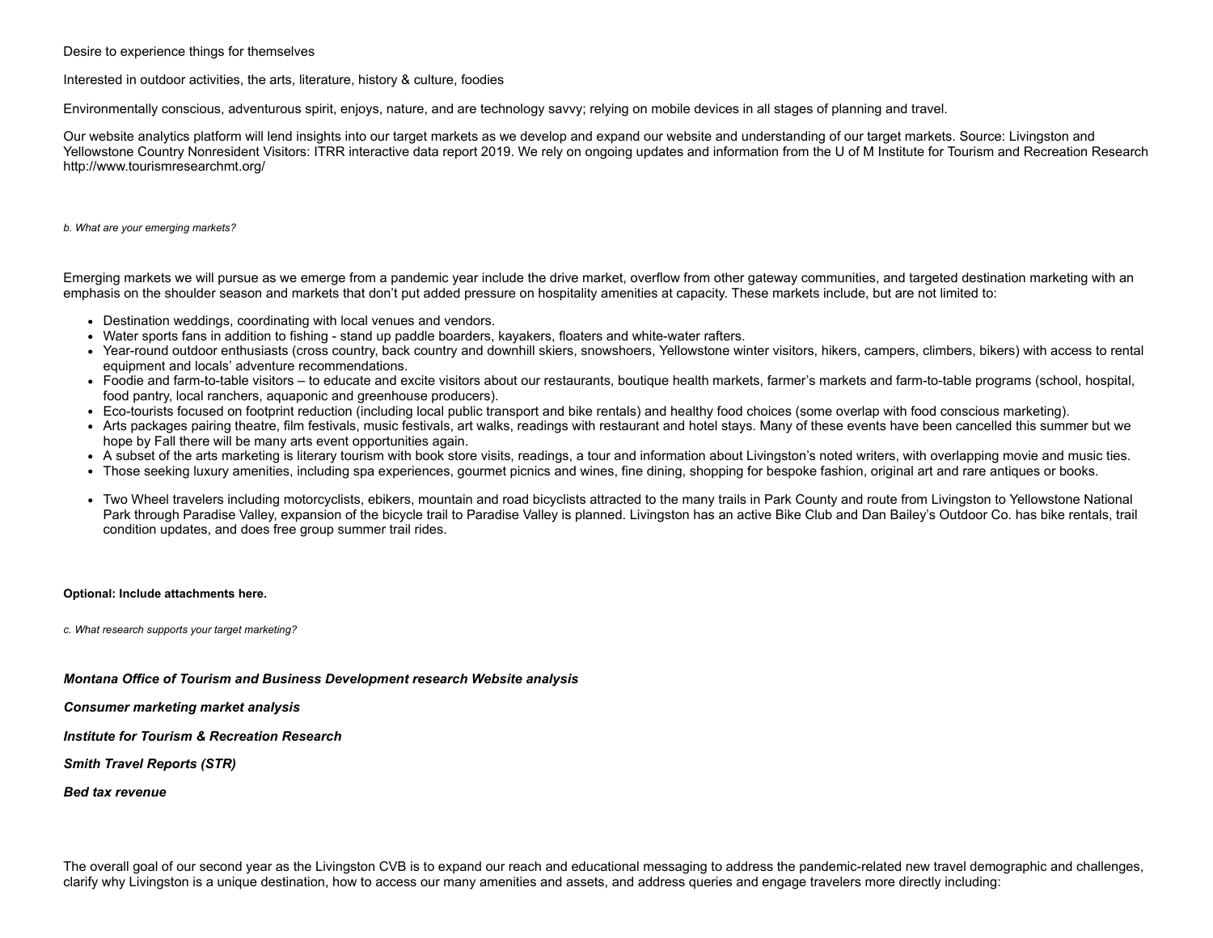Desire to experience things for themselves

Interested in outdoor activities, the arts, literature, history & culture, foodies

Environmentally conscious, adventurous spirit, enjoys, nature, and are technology savvy; relying on mobile devices in all stages of planning and travel.

Our website analytics platform will lend insights into our target markets as we develop and expand our website and understanding of our target markets. Source: Livingston and Yellowstone Country Nonresident Visitors: ITRR interactive data report 2019. We rely on ongoing updates and information from the U of M Institute for Tourism and Recreation Research http://www.tourismresearchmt.org/

*b. What are your emerging markets?*

Emerging markets we will pursue as we emerge from a pandemic year include the drive market, overflow from other gateway communities, and targeted destination marketing with an emphasis on the shoulder season and markets that don't put added pressure on hospitality amenities at capacity. These markets include, but are not limited to:

- Destination weddings, coordinating with local venues and vendors.
- Water sports fans in addition to fishing - stand up paddle boarders, kayakers, floaters and white-water rafters.
- Year-round outdoor enthusiasts (cross country, back country and downhill skiers, snowshoers, Yellowstone winter visitors, hikers, campers, climbers, bikers) with access to rental equipment and locals' adventure recommendations.
- Foodie and farm-to-table visitors – to educate and excite visitors about our restaurants, boutique health markets, farmer's markets and farm-to-table programs (school, hospital, food pantry, local ranchers, aquaponic and greenhouse producers).
- Eco-tourists focused on footprint reduction (including local public transport and bike rentals) and healthy food choices (some overlap with food conscious marketing).
- Arts packages pairing theatre, film festivals, music festivals, art walks, readings with restaurant and hotel stays. Many of these events have been cancelled this summer but we hope by Fall there will be many arts event opportunities again.
- A subset of the arts marketing is literary tourism with book store visits, readings, a tour and information about Livingston's noted writers, with overlapping movie and music ties.
- Those seeking luxury amenities, including spa experiences, gourmet picnics and wines, fine dining, shopping for bespoke fashion, original art and rare antiques or books.
- Two Wheel travelers including motorcyclists, ebikers, mountain and road bicyclists attracted to the many trails in Park County and route from Livingston to Yellowstone National Park through Paradise Valley, expansion of the bicycle trail to Paradise Valley is planned. Livingston has an active Bike Club and Dan Bailey's Outdoor Co. has bike rentals, trail condition updates, and does free group summer trail rides.

**Optional: Include attachments here.**

*c. What research supports your target marketing?*

***Montana Office of Tourism and Business Development research Website analysis***

***Consumer marketing market analysis***

***Institute for Tourism & Recreation Research***

***Smith Travel Reports (STR)***

***Bed tax revenue***

The overall goal of our second year as the Livingston CVB is to expand our reach and educational messaging to address the pandemic-related new travel demographic and challenges, clarify why Livingston is a unique destination, how to access our many amenities and assets, and address queries and engage travelers more directly including: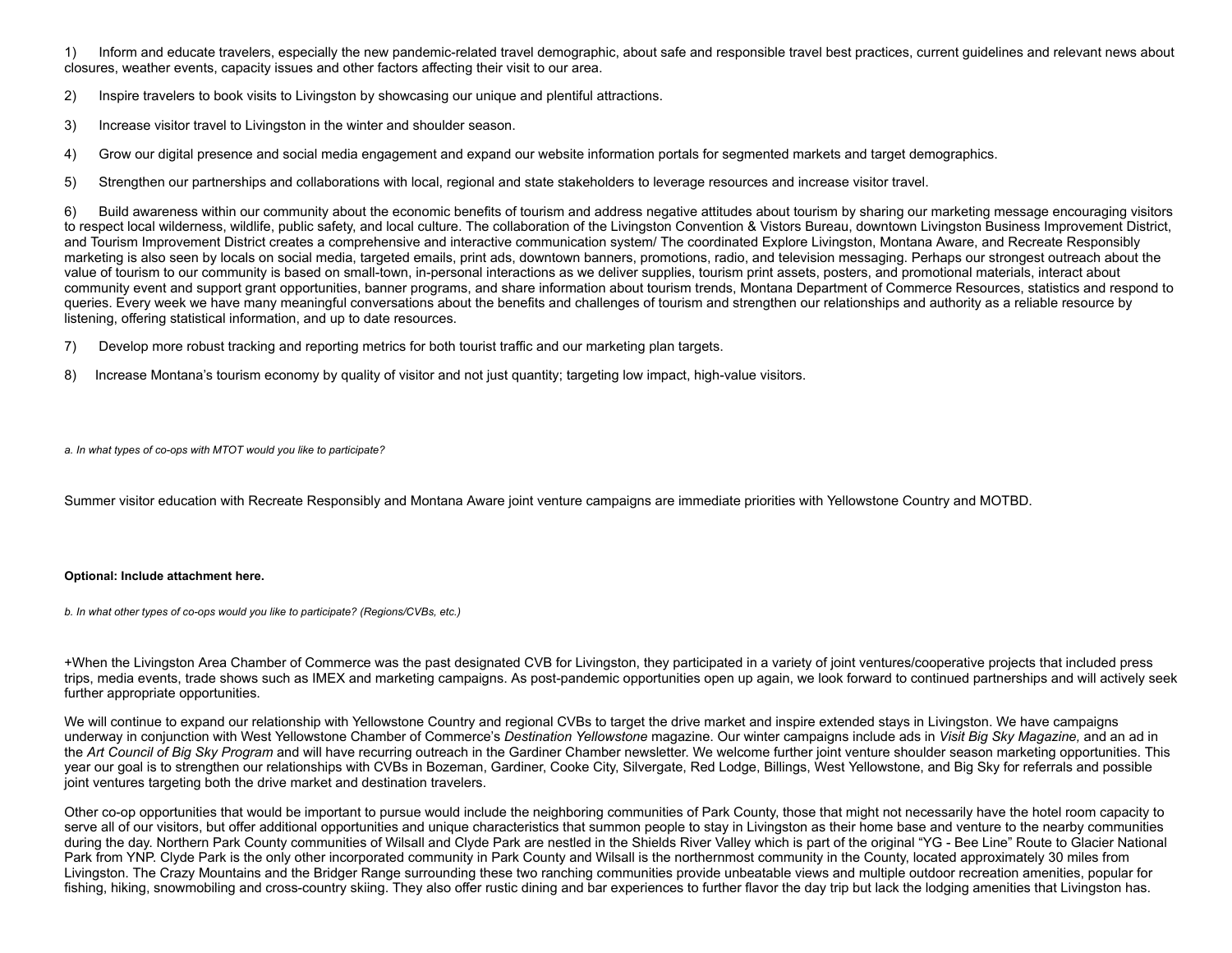1) Inform and educate travelers, especially the new pandemic-related travel demographic, about safe and responsible travel best practices, current guidelines and relevant news about closures, weather events, capacity issues and other factors affecting their visit to our area.

2) Inspire travelers to book visits to Livingston by showcasing our unique and plentiful attractions.

3) Increase visitor travel to Livingston in the winter and shoulder season.

4) Grow our digital presence and social media engagement and expand our website information portals for segmented markets and target demographics.

5) Strengthen our partnerships and collaborations with local, regional and state stakeholders to leverage resources and increase visitor travel.

6) Build awareness within our community about the economic benefits of tourism and address negative attitudes about tourism by sharing our marketing message encouraging visitors to respect local wilderness, wildlife, public safety, and local culture. The collaboration of the Livingston Convention & Vistors Bureau, downtown Livingston Business Improvement District, and Tourism Improvement District creates a comprehensive and interactive communication system/ The coordinated Explore Livingston, Montana Aware, and Recreate Responsibly marketing is also seen by locals on social media, targeted emails, print ads, downtown banners, promotions, radio, and television messaging. Perhaps our strongest outreach about the value of tourism to our community is based on small-town, in-personal interactions as we deliver supplies, tourism print assets, posters, and promotional materials, interact about community event and support grant opportunities, banner programs, and share information about tourism trends, Montana Department of Commerce Resources, statistics and respond to queries. Every week we have many meaningful conversations about the benefits and challenges of tourism and strengthen our relationships and authority as a reliable resource by listening, offering statistical information, and up to date resources.

7) Develop more robust tracking and reporting metrics for both tourist traffic and our marketing plan targets.

8) Increase Montana's tourism economy by quality of visitor and not just quantity; targeting low impact, high-value visitors.

*a. In what types of co-ops with MTOT would you like to participate?*

Summer visitor education with Recreate Responsibly and Montana Aware joint venture campaigns are immediate priorities with Yellowstone Country and MOTBD.

**Optional: Include attachment here.**

*b. In what other types of co-ops would you like to participate? (Regions/CVBs, etc.)*

+When the Livingston Area Chamber of Commerce was the past designated CVB for Livingston, they participated in a variety of joint ventures/cooperative projects that included press trips, media events, trade shows such as IMEX and marketing campaigns. As post-pandemic opportunities open up again, we look forward to continued partnerships and will actively seek further appropriate opportunities.

We will continue to expand our relationship with Yellowstone Country and regional CVBs to target the drive market and inspire extended stays in Livingston. We have campaigns underway in conjunction with West Yellowstone Chamber of Commerce's *Destination Yellowstone* magazine. Our winter campaigns include ads in *Visit Big Sky Magazine,* and an ad in the *Art Council of Big Sky Program* and will have recurring outreach in the Gardiner Chamber newsletter. We welcome further joint venture shoulder season marketing opportunities. This year our goal is to strengthen our relationships with CVBs in Bozeman, Gardiner, Cooke City, Silvergate, Red Lodge, Billings, West Yellowstone, and Big Sky for referrals and possible joint ventures targeting both the drive market and destination travelers.

Other co-op opportunities that would be important to pursue would include the neighboring communities of Park County, those that might not necessarily have the hotel room capacity to serve all of our visitors, but offer additional opportunities and unique characteristics that summon people to stay in Livingston as their home base and venture to the nearby communities during the day. Northern Park County communities of Wilsall and Clyde Park are nestled in the Shields River Valley which is part of the original "YG - Bee Line" Route to Glacier National Park from YNP. Clyde Park is the only other incorporated community in Park County and Wilsall is the northernmost community in the County, located approximately 30 miles from Livingston. The Crazy Mountains and the Bridger Range surrounding these two ranching communities provide unbeatable views and multiple outdoor recreation amenities, popular for fishing, hiking, snowmobiling and cross-country skiing. They also offer rustic dining and bar experiences to further flavor the day trip but lack the lodging amenities that Livingston has.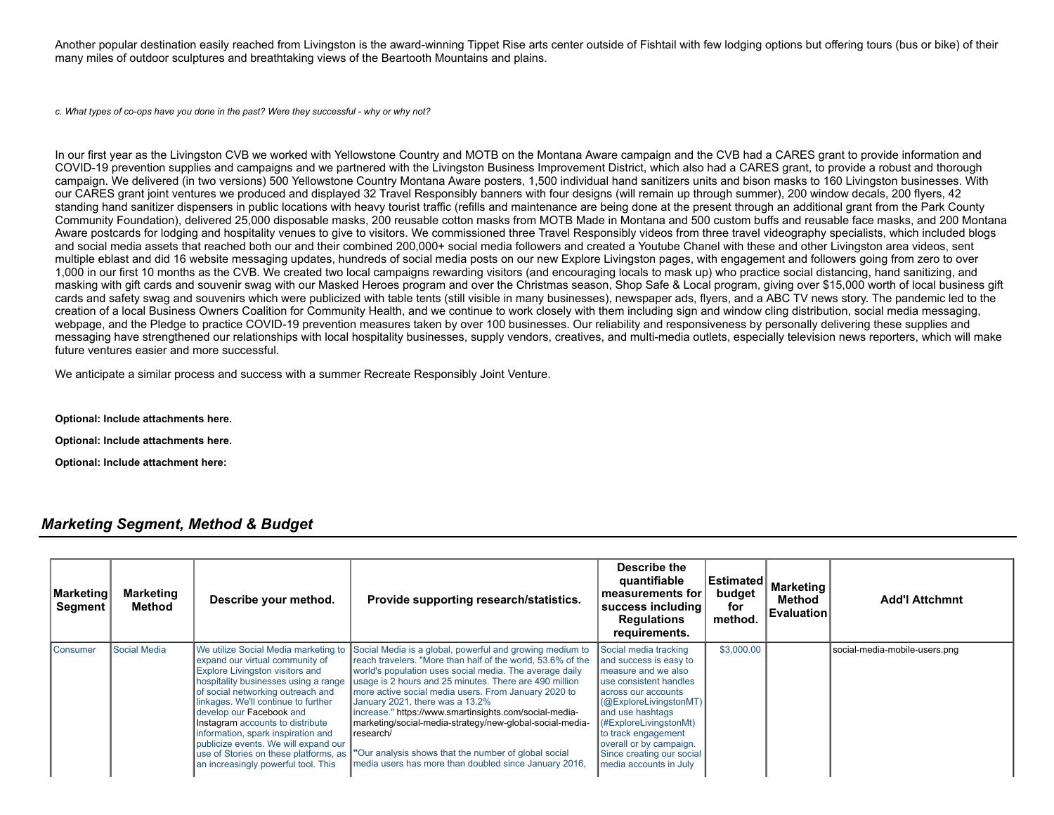Another popular destination easily reached from Livingston is the award-winning Tippet Rise arts center outside of Fishtail with few lodging options but offering tours (bus or bike) of their many miles of outdoor sculptures and breathtaking views of the Beartooth Mountains and plains.

*c. What types of co-ops have you done in the past? Were they successful - why or why not?*

In our first year as the Livingston CVB we worked with Yellowstone Country and MOTB on the Montana Aware campaign and the CVB had a CARES grant to provide information and COVID-19 prevention supplies and campaigns and we partnered with the Livingston Business Improvement District, which also had a CARES grant, to provide a robust and thorough campaign. We delivered (in two versions) 500 Yellowstone Country Montana Aware posters, 1,500 individual hand sanitizers units and bison masks to 160 Livingston businesses. With our CARES grant joint ventures we produced and displayed 32 Travel Responsibly banners with four designs (will remain up through summer), 200 window decals, 200 flyers, 42 standing hand sanitizer dispensers in public locations with heavy tourist traffic (refills and maintenance are being done at the present through an additional grant from the Park County Community Foundation), delivered 25,000 disposable masks, 200 reusable cotton masks from MOTB Made in Montana and 500 custom buffs and reusable face masks, and 200 Montana Aware postcards for lodging and hospitality venues to give to visitors. We commissioned three Travel Responsibly videos from three travel videography specialists, which included blogs and social media assets that reached both our and their combined 200,000+ social media followers and created a Youtube Chanel with these and other Livingston area videos, sent multiple eblast and did 16 website messaging updates, hundreds of social media posts on our new Explore Livingston pages, with engagement and followers going from zero to over 1,000 in our first 10 months as the CVB. We created two local campaigns rewarding visitors (and encouraging locals to mask up) who practice social distancing, hand sanitizing, and masking with gift cards and souvenir swag with our Masked Heroes program and over the Christmas season, Shop Safe & Local program, giving over $15,000 worth of local business gift cards and safety swag and souvenirs which were publicized with table tents (still visible in many businesses), newspaper ads, flyers, and a ABC TV news story. The pandemic led to the creation of a local Business Owners Coalition for Community Health, and we continue to work closely with them including sign and window cling distribution, social media messaging, webpage, and the Pledge to practice COVID-19 prevention measures taken by over 100 businesses. Our reliability and responsiveness by personally delivering these supplies and messaging have strengthened our relationships with local hospitality businesses, supply vendors, creatives, and multi-media outlets, especially television news reporters, which will make future ventures easier and more successful.

We anticipate a similar process and success with a summer Recreate Responsibly Joint Venture.

**Optional: Include attachments here.**

**Optional: Include attachments here.**

**Optional: Include attachment here:**

## *Marketing Segment, Method & Budget*

| Marketing Segment | Marketing Method | Describe your method. | Provide supporting research/statistics. | Describe the quantifiable measurements for success including Regulations requirements. | Estimated budget for method. | Marketing Method Evaluation | Add'l Attchmnt |
|---|---|---|---|---|---|---|---|
| Consumer | Social Media | We utilize Social Media marketing to expand our virtual community of Explore Livingston visitors and hospitality businesses using a range of social networking outreach and linkages. We'll continue to further develop our Facebook and Instagram accounts to distribute information, spark inspiration and publicize events. We will expand our use of Stories on these platforms, as an increasingly powerful tool. This | Social Media is a global, powerful and growing medium to reach travelers. "More than half of the world, 53.6% of the world's population uses social media. The average daily usage is 2 hours and 25 minutes. There are 490 million more active social media users. From January 2020 to January 2021, there was a 13.2% increase." https://www.smartinsights.com/social-media-marketing/social-media-strategy/new-global-social-media-research/ "Our analysis shows that the number of global social media users has more than doubled since January 2016, | Social media tracking and success is easy to measure and we also use consistent handles across our accounts (@ExploreLivingstonMT) and use hashtags (#ExploreLivingstonMt) to track engagement overall or by campaign. Since creating our social media accounts in July | $3,000.00 | | social-media-mobile-users.png |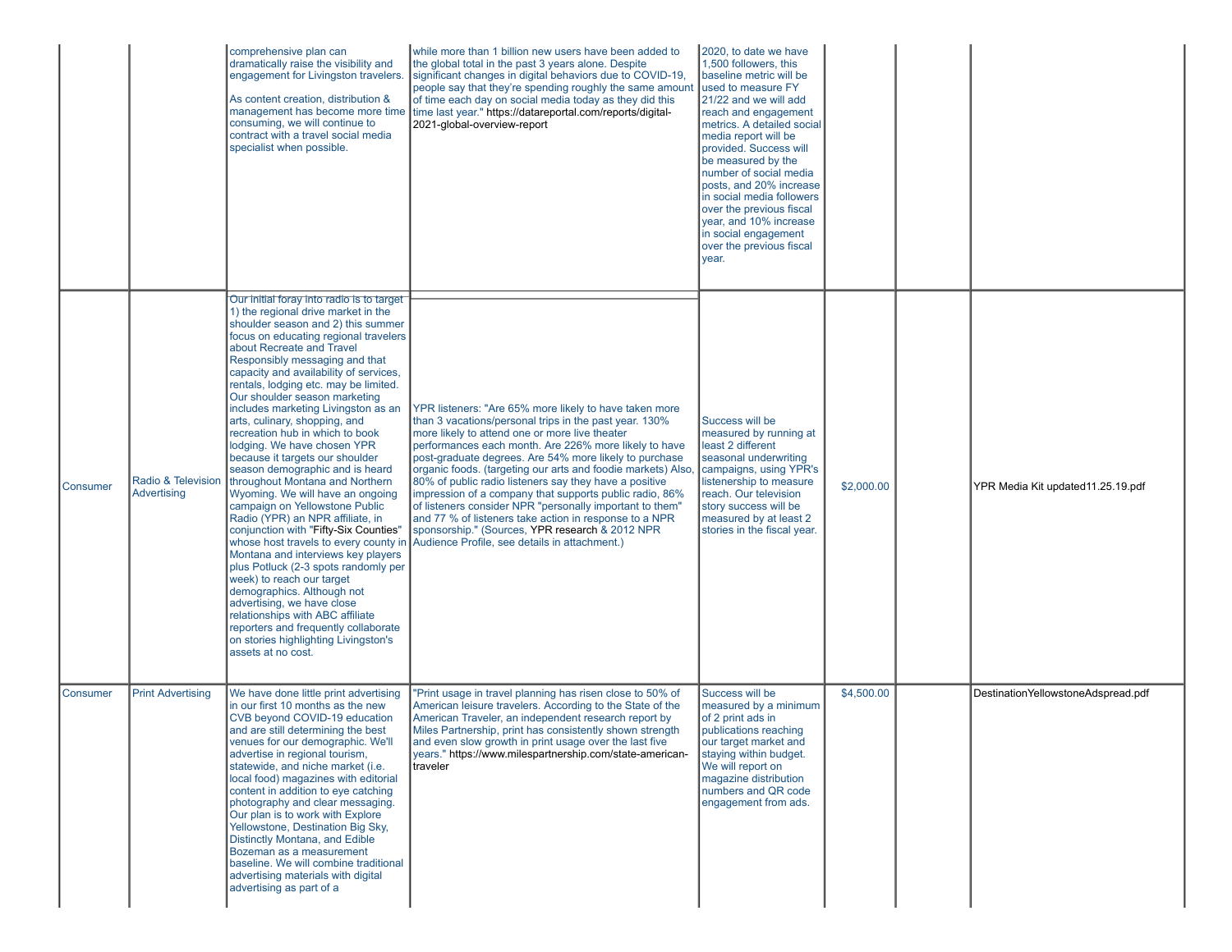| | | | | | | | |
|---|---|---|---|---|---|---|---|
| | | comprehensive plan can dramatically raise the visibility and engagement for Livingston travelers.<br><br>As content creation, distribution & management has become more time consuming, we will continue to contract with a travel social media specialist when possible. | while more than 1 billion new users have been added to the global total in the past 3 years alone. Despite significant changes in digital behaviors due to COVID-19, people say that they're spending roughly the same amount of time each day on social media today as they did this time last year." https://datareportal.com/reports/digital-2021-global-overview-report | 2020, to date we have 1,500 followers, this baseline metric will be used to measure FY 21/22 and we will add reach and engagement metrics. A detailed social media report will be provided. Success will be measured by the number of social media posts, and 20% increase in social media followers over the previous fiscal year, and 10% increase in social engagement over the previous fiscal year. | | | |
| Consumer | Radio & Television Advertising | Our initial foray into radio is to target 1) the regional drive market in the shoulder season and 2) this summer focus on educating regional travelers about Recreate and Travel Responsibly messaging and that capacity and availability of services, rentals, lodging etc. may be limited. Our shoulder season marketing includes marketing Livingston as an arts, culinary, shopping, and recreation hub in which to book lodging. We have chosen YPR because it targets our shoulder season demographic and is heard throughout Montana and Northern Wyoming. We will have an ongoing campaign on Yellowstone Public Radio (YPR) an NPR affiliate, in conjunction with "Fifty-Six Counties" whose host travels to every county in Montana and interviews key players plus Potluck (2-3 spots randomly per week) to reach our target demographics. Although not advertising, we have close relationships with ABC affiliate reporters and frequently collaborate on stories highlighting Livingston's assets at no cost. | YPR listeners: "Are 65% more likely to have taken more than 3 vacations/personal trips in the past year. 130% more likely to attend one or more live theater performances each month. Are 226% more likely to have post-graduate degrees. Are 54% more likely to purchase organic foods. (targeting our arts and foodie markets) Also, 80% of public radio listeners say they have a positive impression of a company that supports public radio, 86% of listeners consider NPR "personally important to them" and 77 % of listeners take action in response to a NPR sponsorship." (Sources, YPR research & 2012 NPR Audience Profile, see details in attachment.) | Success will be measured by running at least 2 different seasonal underwriting campaigns, using YPR's listenership to measure reach. Our television story success will be measured by at least 2 stories in the fiscal year. | $2,000.00 | | YPR Media Kit updated11.25.19.pdf |
| Consumer | Print Advertising | We have done little print advertising in our first 10 months as the new CVB beyond COVID-19 education and are still determining the best venues for our demographic. We'll advertise in regional tourism, statewide, and niche market (i.e. local food) magazines with editorial content in addition to eye catching photography and clear messaging. Our plan is to work with Explore Yellowstone, Destination Big Sky, Distinctly Montana, and Edible Bozeman as a measurement baseline. We will combine traditional advertising materials with digital advertising as part of a | "Print usage in travel planning has risen close to 50% of American leisure travelers. According to the State of the American Traveler, an independent research report by Miles Partnership, print has consistently shown strength and even slow growth in print usage over the last five years." https://www.milespartnership.com/state-american-traveler | Success will be measured by a minimum of 2 print ads in publications reaching our target market and staying within budget. We will report on magazine distribution numbers and QR code engagement from ads. | $4,500.00 | | DestinationYellowstoneAdspread.pdf |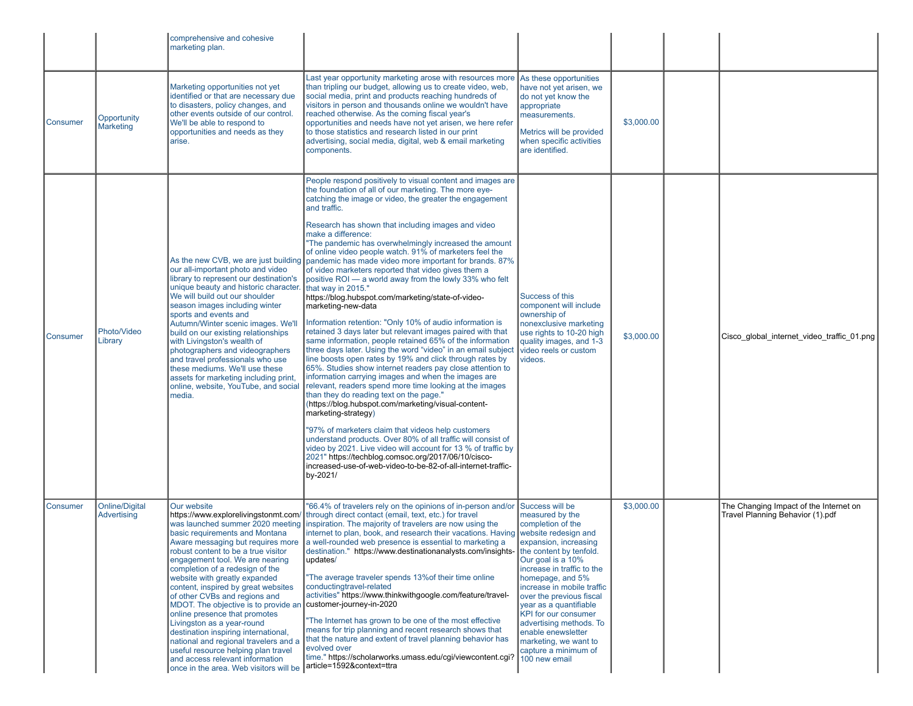| | | | | | | | |
|---|---|---|---|---|---|---|---|
| | | comprehensive and cohesive marketing plan. | | | | | |
| Consumer | Opportunity Marketing | Marketing opportunities not yet identified or that are necessary due to disasters, policy changes, and other events outside of our control. We'll be able to respond to opportunities and needs as they arise. | Last year opportunity marketing arose with resources more than tripling our budget, allowing us to create video, web, social media, print and products reaching hundreds of visitors in person and thousands online we wouldn't have reached otherwise. As the coming fiscal year's opportunities and needs have not yet arisen, we here refer to those statistics and research listed in our print advertising, social media, digital, web & email marketing components. | As these opportunities have not yet arisen, we do not yet know the appropriate measurements.<br><br>Metrics will be provided when specific activities are identified. | $3,000.00 | | |
| Consumer | Photo/Video Library | As the new CVB, we are just building our all-important photo and video library to represent our destination's unique beauty and historic character. We will build out our shoulder season images including winter sports and events and Autumn/Winter scenic images. We'll build on our existing relationships with Livingston's wealth of photographers and videographers and travel professionals who use these mediums. We'll use these assets for marketing including print, online, website, YouTube, and social media. | People respond positively to visual content and images are the foundation of all of our marketing. The more eye-catching the image or video, the greater the engagement and traffic.<br><br>Research has shown that including images and video make a difference:<br>"The pandemic has overwhelmingly increased the amount of online video people watch. 91% of marketers feel the pandemic has made video more important for brands. 87% of video marketers reported that video gives them a positive ROI — a world away from the lowly 33% who felt that way in 2015." https://blog.hubspot.com/marketing/state-of-video-marketing-new-data<br><br>Information retention: "Only 10% of audio information is retained 3 days later but relevant images paired with that same information, people retained 65% of the information three days later. Using the word "video" in an email subject line boosts open rates by 19% and click through rates by 65%. Studies show internet readers pay close attention to information carrying images and when the images are relevant, readers spend more time looking at the images than they do reading text on the page." (https://blog.hubspot.com/marketing/visual-content-marketing-strategy)<br><br>"97% of marketers claim that videos help customers understand products. Over 80% of all traffic will consist of video by 2021. Live video will account for 13 % of traffic by 2021" https://techblog.comsoc.org/2017/06/10/cisco-increased-use-of-web-video-to-be-82-of-all-internet-traffic-by-2021/ | Success of this component will include ownership of nonexclusive marketing use rights to 10-20 high quality images, and 1-3 video reels or custom videos. | $3,000.00 | | Cisco_global_internet_video_traffic_01.png |
| Consumer | Online/Digital Advertising | Our website https://www.explorelivingstonmt.com/ was launched summer 2020 meeting basic requirements and Montana Aware messaging but requires more robust content to be a true visitor engagement tool. We are nearing completion of a redesign of the website with greatly expanded content, inspired by great websites of other CVBs and regions and MDOT. The objective is to provide an online presence that promotes Livingston as a year-round destination inspiring international, national and regional travelers and a useful resource helping plan travel and access relevant information once in the area. Web visitors will be | "66.4% of travelers rely on the opinions of in-person and/or through direct contact (email, text, etc.) for travel inspiration. The majority of travelers are now using the internet to plan, book, and research their vacations. Having a well-rounded web presence is essential to marketing a destination." https://www.destinationanalysts.com/insights-updates/<br><br>"The average traveler spends 13%of their time online conductingtravel-related activities" https://www.thinkwithgoogle.com/feature/travel-customer-journey-in-2020<br><br>"The Internet has grown to be one of the most effective means for trip planning and recent research shows that that the nature and extent of travel planning behavior has evolved over time." https://scholarworks.umass.edu/cgi/viewcontent.cgi?article=1592&context=ttra | Success will be measured by the completion of the website redesign and expansion, increasing the content by tenfold. Our goal is a 10% increase in traffic to the homepage, and 5% increase in mobile traffic over the previous fiscal year as a quantifiable KPI for our consumer advertising methods. To enable enewsletter marketing, we want to capture a minimum of 100 new email | $3,000.00 | | The Changing Impact of the Internet on Travel Planning Behavior (1).pdf |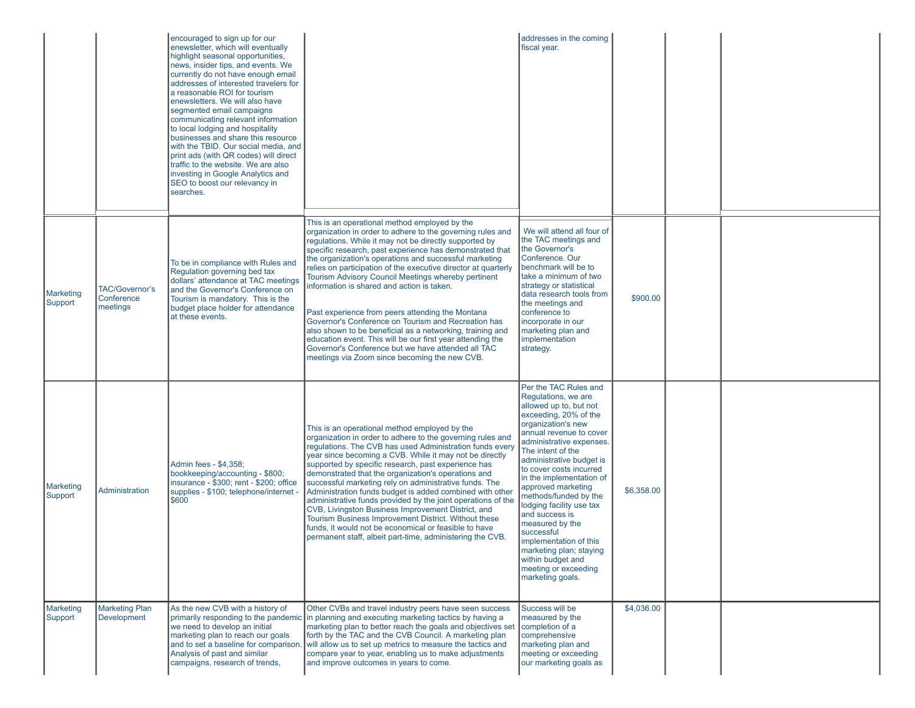| | | | | | | | |
|---|---|---|---|---|---|---|---|
| | | encouraged to sign up for our enewsletter, which will eventually highlight seasonal opportunities, news, insider tips, and events. We currently do not have enough email addresses of interested travelers for a reasonable ROI for tourism enewsletters. We will also have segmented email campaigns communicating relevant information to local lodging and hospitality businesses and share this resource with the TBID. Our social media, and print ads (with QR codes) will direct traffic to the website. We are also investing in Google Analytics and SEO to boost our relevancy in searches. | | addresses in the coming fiscal year. | | | |
| Marketing Support | TAC/Governor's Conference meetings | To be in compliance with Rules and Regulation governing bed tax dollars' attendance at TAC meetings and the Governor's Conference on Tourism is mandatory. This is the budget place holder for attendance at these events. | This is an operational method employed by the organization in order to adhere to the governing rules and regulations. While it may not be directly supported by specific research, past experience has demonstrated that the organization's operations and successful marketing relies on participation of the executive director at quarterly Tourism Advisory Council Meetings whereby pertinent information is shared and action is taken.<br><br>Past experience from peers attending the Montana Governor's Conference on Tourism and Recreation has also shown to be beneficial as a networking, training and education event. This will be our first year attending the Governor's Conference but we have attended all TAC meetings via Zoom since becoming the new CVB. | We will attend all four of the TAC meetings and the Governor's Conference. Our benchmark will be to take a minimum of two strategy or statistical data research tools from the meetings and conference to incorporate in our marketing plan and implementation strategy. | $900.00 | | |
| Marketing Support | Administration | Admin fees - $4,358; bookkeeping/accounting - $800; insurance - $300; rent - $200; office supplies - $100; telephone/internet - $600 | This is an operational method employed by the organization in order to adhere to the governing rules and regulations. The CVB has used Administration funds every year since becoming a CVB. While it may not be directly supported by specific research, past experience has demonstrated that the organization's operations and successful marketing rely on administrative funds. The Administration funds budget is added combined with other administrative funds provided by the joint operations of the CVB, Livingston Business Improvement District, and Tourism Business Improvement District. Without these funds, it would not be economical or feasible to have permanent staff, albeit part-time, administering the CVB. | Per the TAC Rules and Regulations, we are allowed up to, but not exceeding, 20% of the organization's new annual revenue to cover administrative expenses. The intent of the administrative budget is to cover costs incurred in the implementation of approved marketing methods/funded by the lodging facility use tax and success is measured by the successful implementation of this marketing plan; staying within budget and meeting or exceeding marketing goals. | $6,358.00 | | |
| Marketing Support | Marketing Plan Development | As the new CVB with a history of primarily responding to the pandemic we need to develop an initial marketing plan to reach our goals and to set a baseline for comparison. Analysis of past and similar campaigns, research of trends, | Other CVBs and travel industry peers have seen success in planning and executing marketing tactics by having a marketing plan to better reach the goals and objectives set forth by the TAC and the CVB Council. A marketing plan will allow us to set up metrics to measure the tactics and compare year to year, enabling us to make adjustments and improve outcomes in years to come. | Success will be measured by the completion of a comprehensive marketing plan and meeting or exceeding our marketing goals as | $4,036.00 | | |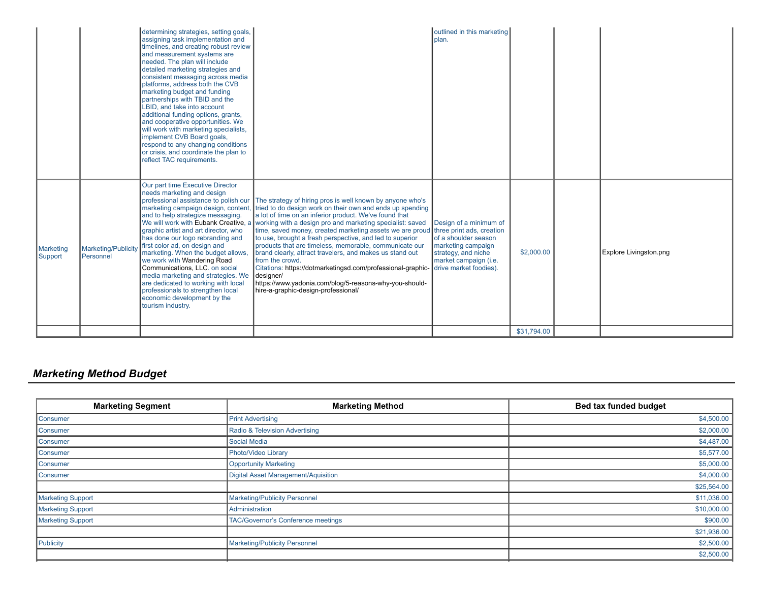| | | | | | | | |
|---|---|---|---|---|---|---|---|
| | | determining strategies, setting goals, assigning task implementation and timelines, and creating robust review and measurement systems are needed. The plan will include detailed marketing strategies and consistent messaging across media platforms, address both the CVB marketing budget and funding partnerships with TBID and the LBID, and take into account additional funding options, grants, and cooperative opportunities. We will work with marketing specialists, implement CVB Board goals, respond to any changing conditions or crisis, and coordinate the plan to reflect TAC requirements. | | outlined in this marketing plan. | | | |
| Marketing Support | Marketing/Publicity Personnel | Our part time Executive Director needs marketing and design professional assistance to polish our marketing campaign design, content, and to help strategize messaging. We will work with Eubank Creative, a graphic artist and art director, who has done our logo rebranding and first color ad, on design and marketing. When the budget allows, we work with Wandering Road Communications, LLC. on social media marketing and strategies. We are dedicated to working with local professionals to strengthen local economic development by the tourism industry. | The strategy of hiring pros is well known by anyone who's tried to do design work on their own and ends up spending a lot of time on an inferior product. We've found that working with a design pro and marketing specialist: saved time, saved money, created marketing assets we are proud to use, brought a fresh perspective, and led to superior products that are timeless, memorable, communicate our brand clearly, attract travelers, and makes us stand out from the crowd.<br>Citations: https://dotmarketingsd.com/professional-graphic-designer/<br>https://www.yadonia.com/blog/5-reasons-why-you-should-hire-a-graphic-design-professional/ | Design of a minimum of three print ads, creation of a shoulder season marketing campaign strategy, and niche market campaign (i.e. drive market foodies). | $2,000.00 | | Explore Livingston.png |
| | | | | | $31,794.00 | | |

## *Marketing Method Budget*

| Marketing Segment | Marketing Method | Bed tax funded budget |
|---|---|---:|
| Consumer | Print Advertising | $4,500.00 |
| Consumer | Radio & Television Advertising | $2,000.00 |
| Consumer | Social Media | $4,487.00 |
| Consumer | Photo/Video Library | $5,577.00 |
| Consumer | Opportunity Marketing | $5,000.00 |
| Consumer | Digital Asset Management/Aquisition | $4,000.00 |
| | | $25,564.00 |
| Marketing Support | Marketing/Publicity Personnel | $11,036.00 |
| Marketing Support | Administration | $10,000.00 |
| Marketing Support | TAC/Governor's Conference meetings | $900.00 |
| | | $21,936.00 |
| Publicity | Marketing/Publicity Personnel | $2,500.00 |
| | | $2,500.00 |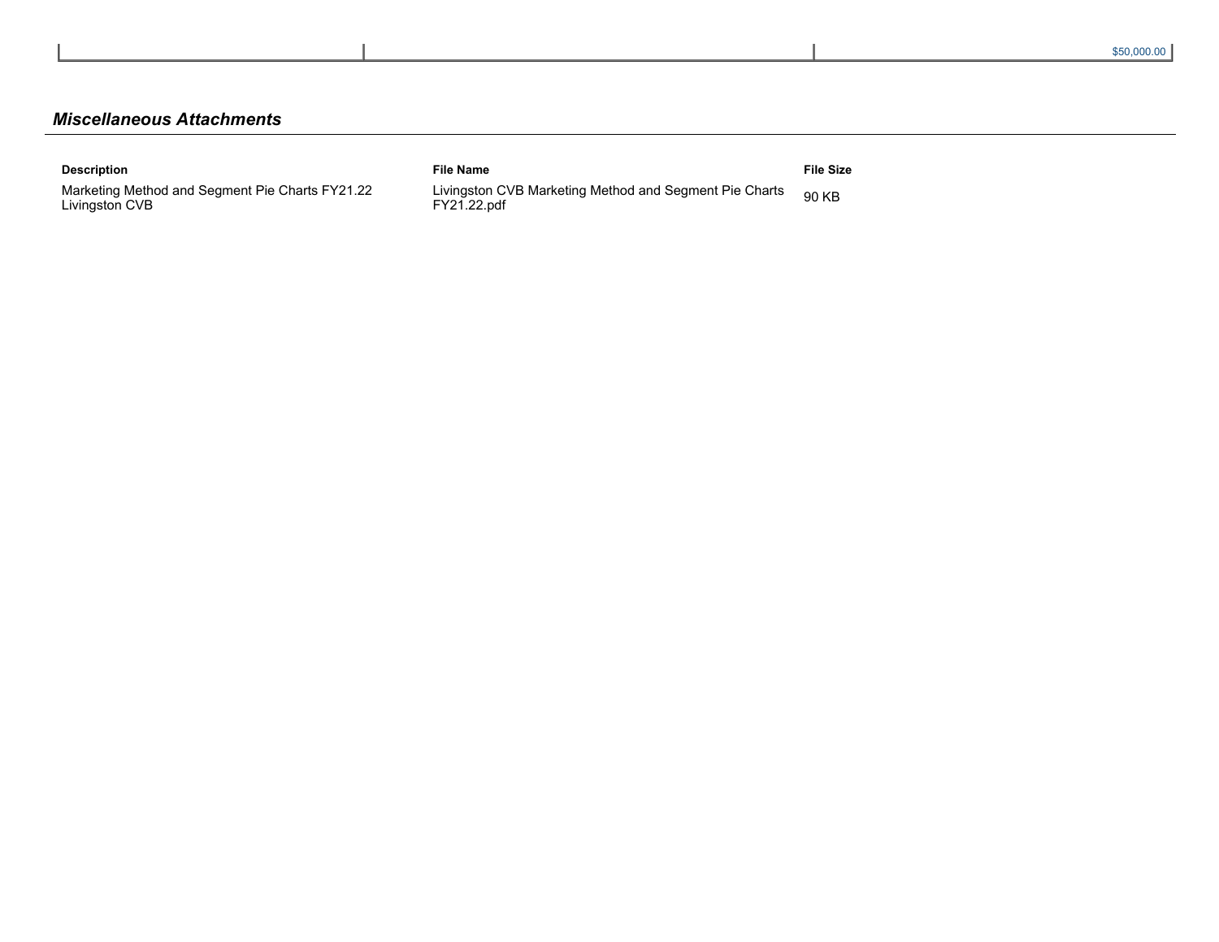| | | $50,000.00 |
|---|---|---|

## *Miscellaneous Attachments*

| Description | File Name | File Size |
|---|---|---|
| Marketing Method and Segment Pie Charts FY21.22 Livingston CVB | Livingston CVB Marketing Method and Segment Pie Charts FY21.22.pdf | 90 KB |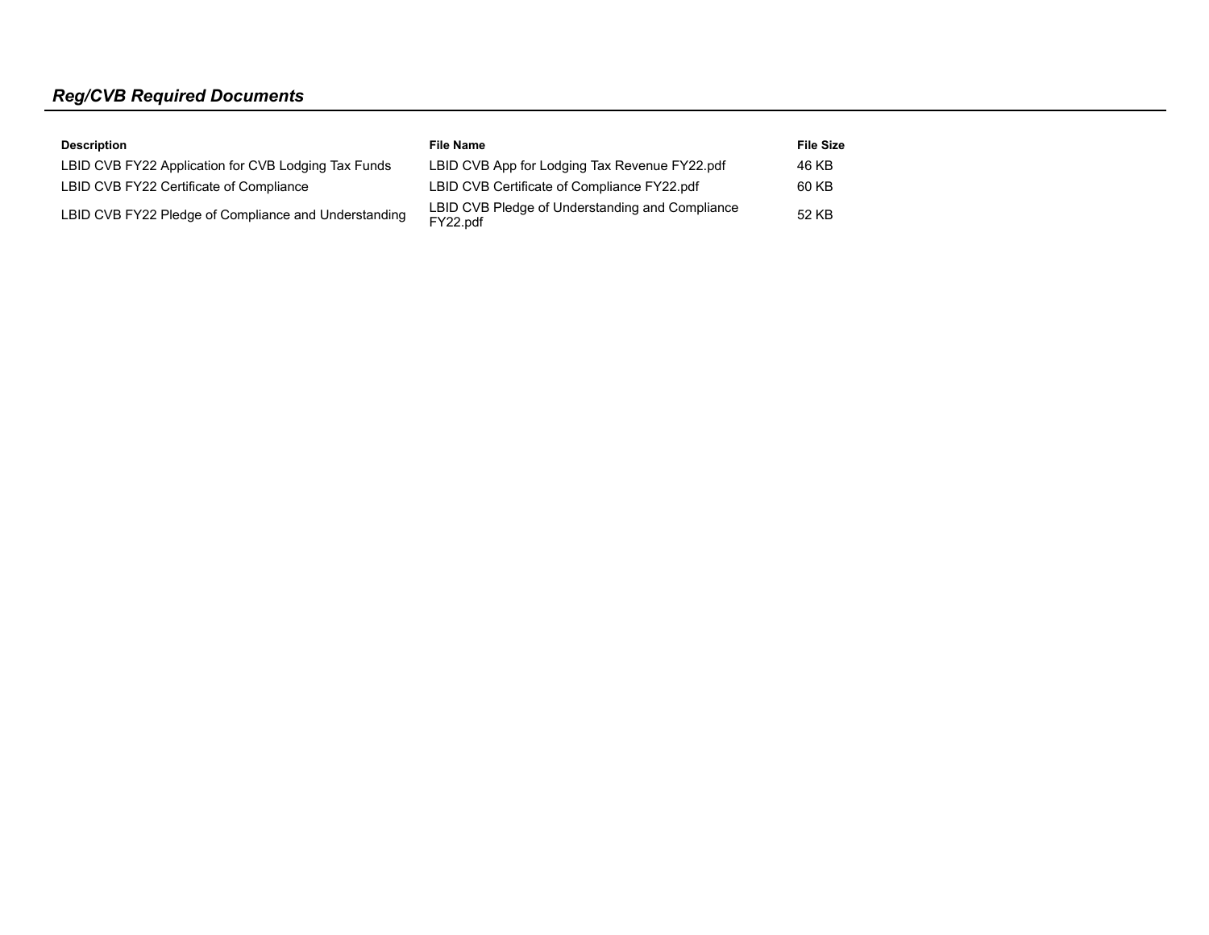## *Reg/CVB Required Documents*

| Description | File Name | File Size |
|---|---|---|
| LBID CVB FY22 Application for CVB Lodging Tax Funds | LBID CVB App for Lodging Tax Revenue FY22.pdf | 46 KB |
| LBID CVB FY22 Certificate of Compliance | LBID CVB Certificate of Compliance FY22.pdf | 60 KB |
| LBID CVB FY22 Pledge of Compliance and Understanding | LBID CVB Pledge of Understanding and Compliance FY22.pdf | 52 KB |